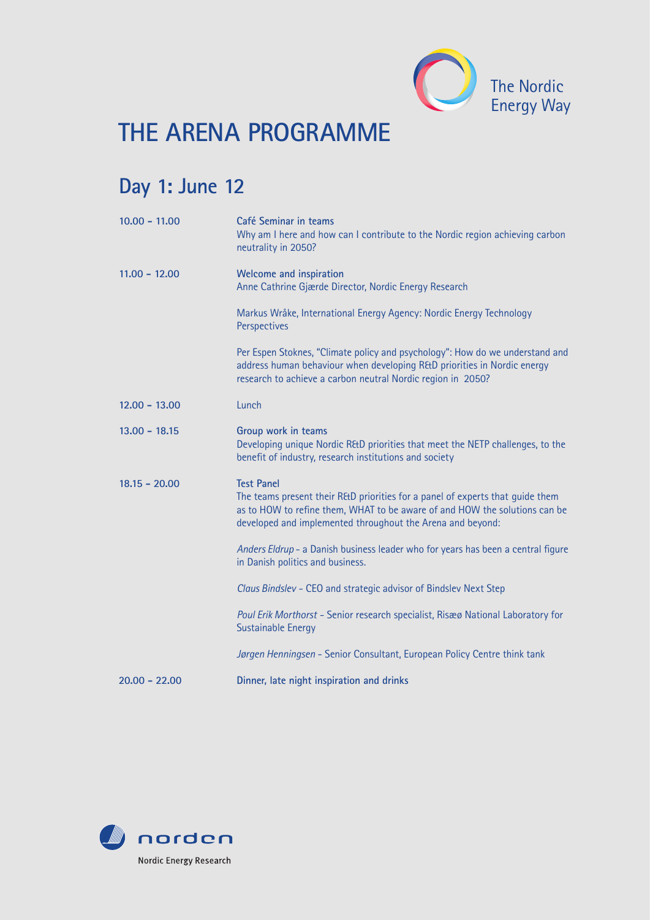The Nordic Energy Way

# THE ARENA PROGRAMME

## Day 1: June 12

| | |
|---|---|
| 10.00 – 11.00 | **Café Seminar in teams**<br>Why am I here and how can I contribute to the Nordic region achieving carbon neutrality in 2050? |
| 11.00 – 12.00 | **Welcome and inspiration**<br>Anne Cathrine Gjærde Director, Nordic Energy Research<br><br>Markus Wråke, International Energy Agency: Nordic Energy Technology Perspectives<br><br>Per Espen Stoknes, "Climate policy and psychology": How do we understand and address human behaviour when developing R&D priorities in Nordic energy research to achieve a carbon neutral Nordic region in 2050? |
| 12.00 – 13.00 | Lunch |
| 13.00 – 18.15 | **Group work in teams**<br>Developing unique Nordic R&D priorities that meet the NETP challenges, to the benefit of industry, research institutions and society |
| 18.15 – 20.00 | **Test Panel**<br>The teams present their R&D priorities for a panel of experts that guide them as to HOW to refine them, WHAT to be aware of and HOW the solutions can be developed and implemented throughout the Arena and beyond:<br><br>*Anders Eldrup* - a Danish business leader who for years has been a central figure in Danish politics and business.<br><br>*Claus Bindslev* - CEO and strategic advisor of Bindslev Next Step<br><br>*Poul Erik Morthorst* - Senior research specialist, Risæø National Laboratory for Sustainable Energy<br><br>*Jørgen Henningsen* - Senior Consultant, European Policy Centre think tank |
| 20.00 – 22.00 | **Dinner, late night inspiration and drinks** |

norden

Nordic Energy Research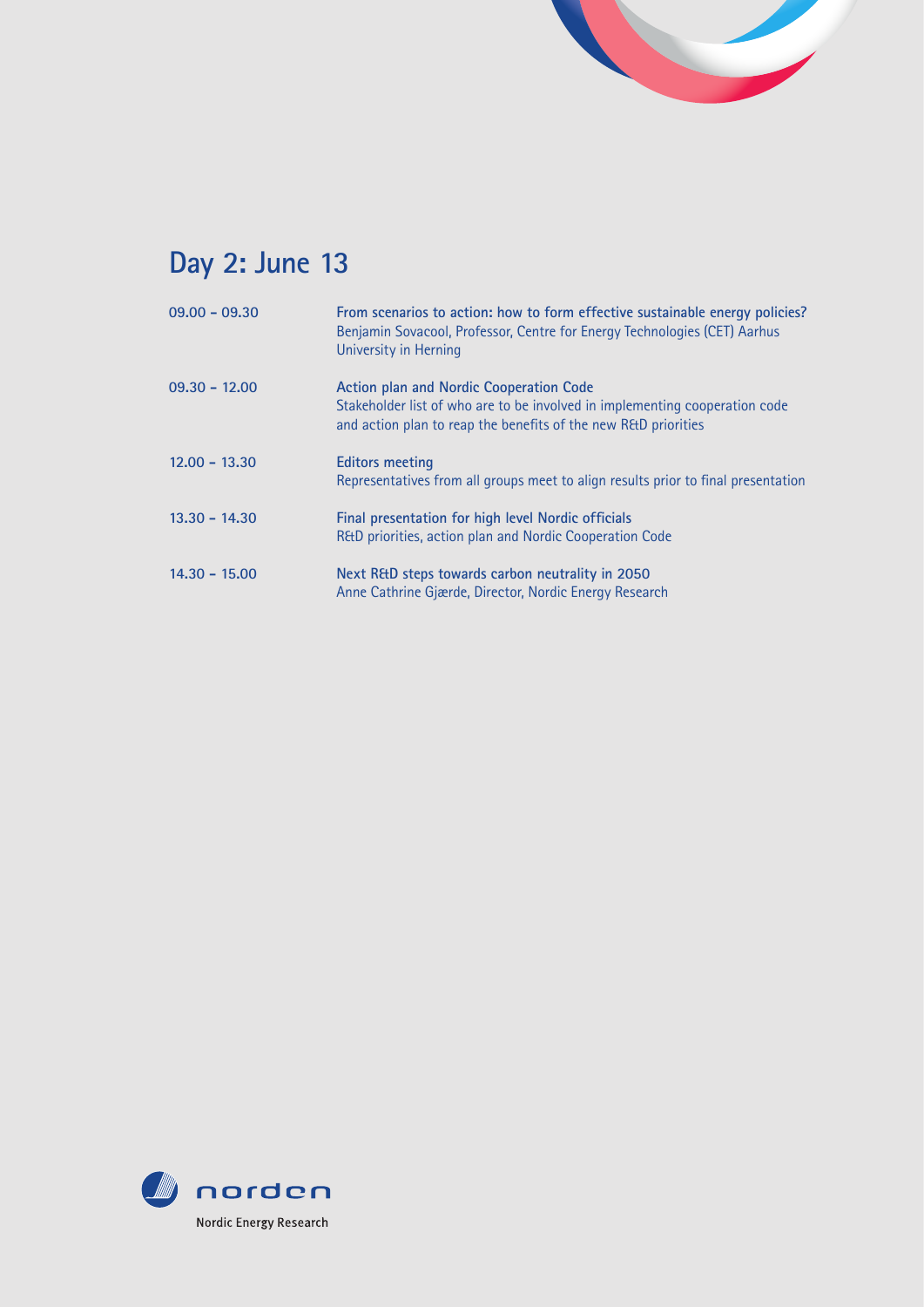## Day 2: June 13

| | | |
|---|---|---|
| 09.00 – 09.30 | **From scenarios to action: how to form effective sustainable energy policies?** Benjamin Sovacool, Professor, Centre for Energy Technologies (CET) Aarhus University in Herning |
| 09.30 – 12.00 | **Action plan and Nordic Cooperation Code** Stakeholder list of who are to be involved in implementing cooperation code and action plan to reap the benefits of the new R&D priorities |
| 12.00 – 13.30 | **Editors meeting** Representatives from all groups meet to align results prior to final presentation |
| 13.30 – 14.30 | **Final presentation for high level Nordic officials** R&D priorities, action plan and Nordic Cooperation Code |
| 14.30 – 15.00 | **Next R&D steps towards carbon neutrality in 2050** Anne Cathrine Gjærde, Director, Nordic Energy Research |

norden

Nordic Energy Research